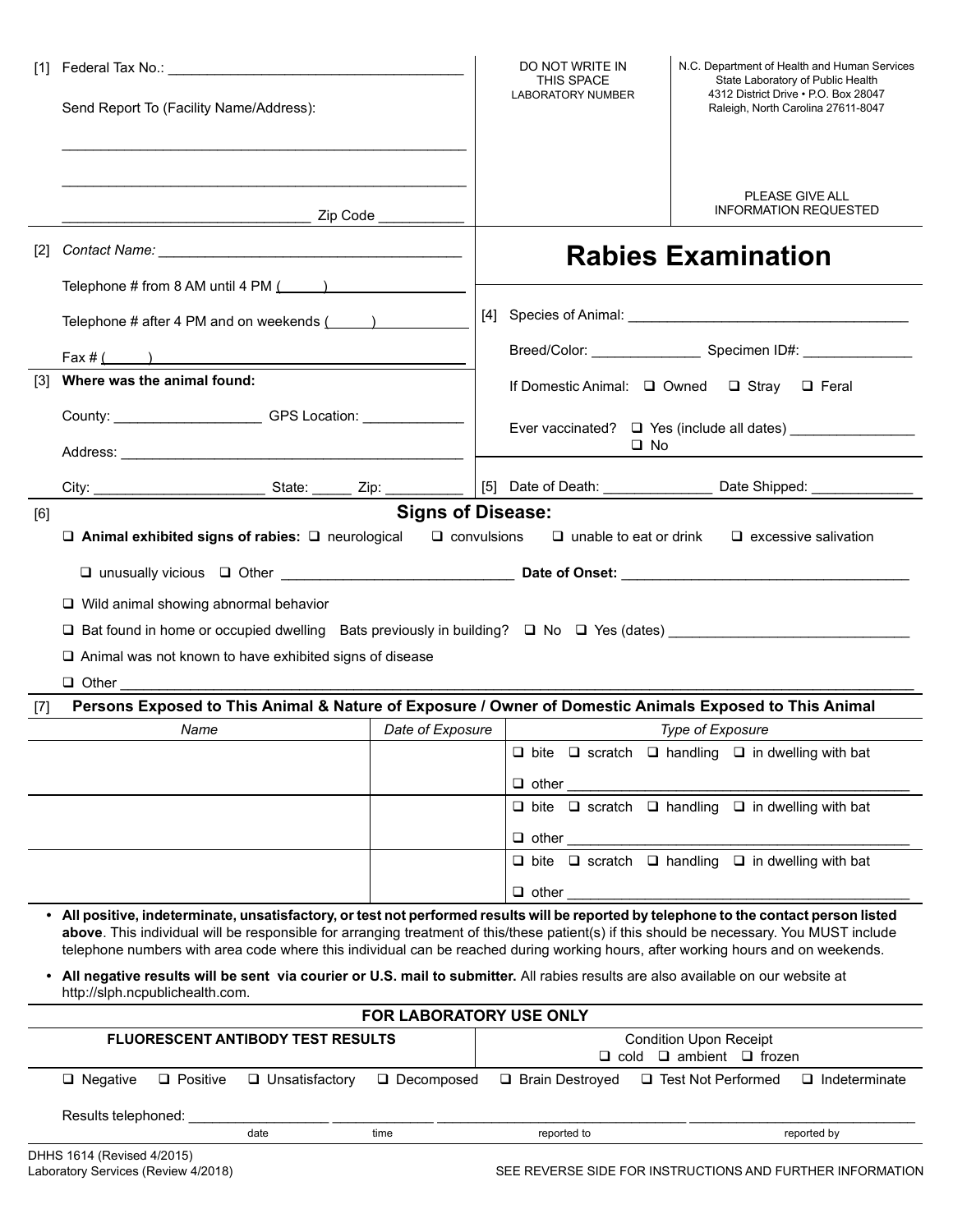[1] Federal Tax No.: ______________________________________

Send Report To (Facility Name/Address):

_______________________________________________

_______________________________________________

_______________________________ Zip Code ___________

DO NOT WRITE IN THIS SPACE
LABORATORY NUMBER

N.C. Department of Health and Human Services
State Laboratory of Public Health
4312 District Drive • P.O. Box 28047
Raleigh, North Carolina 27611-8047

PLEASE GIVE ALL INFORMATION REQUESTED

# Rabies Examination

[2] *Contact Name:* ______________________________________

Telephone # from 8 AM until 4 PM (______)

Telephone # after 4 PM and on weekends (______)

Fax # (______)

[3] **Where was the animal found:**

County: ___________________ GPS Location: _____________

Address: ____________________________________________

City: ______________________ State: _____ Zip: __________

[4] Species of Animal: ____________________________________

Breed/Color: ______________ Specimen ID#: ______________

If Domestic Animal: ❑ Owned ❑ Stray ❑ Feral

Ever vaccinated? ❑ Yes (include all dates) ________________
❑ No

[5] Date of Death: ______________ Date Shipped: _____________

[6]

## Signs of Disease:

❑ **Animal exhibited signs of rabies:** ❑ neurological ❑ convulsions ❑ unable to eat or drink ❑ excessive salivation

❑ unusually vicious ❑ Other ______________________________ **Date of Onset:** ____________________________________

❑ Wild animal showing abnormal behavior

❑ Bat found in home or occupied dwelling Bats previously in building? ❑ No ❑ Yes (dates) ______________________________

❑ Animal was not known to have exhibited signs of disease

❑ Other ___________________________________________________________________________________________

[7] **Persons Exposed to This Animal & Nature of Exposure / Owner of Domestic Animals Exposed to This Animal**

| *Name* | *Date of Exposure* | *Type of Exposure* |
|---|---|---|
| | | ❑ bite ❑ scratch ❑ handling ❑ in dwelling with bat<br>❑ other ___________________________________________ |
| | | ❑ bite ❑ scratch ❑ handling ❑ in dwelling with bat<br>❑ other ___________________________________________ |
| | | ❑ bite ❑ scratch ❑ handling ❑ in dwelling with bat<br>❑ other ___________________________________________ |

- **All positive, indeterminate, unsatisfactory, or test not performed results will be reported by telephone to the contact person listed above**. This individual will be responsible for arranging treatment of this/these patient(s) if this should be necessary. You MUST include telephone numbers with area code where this individual can be reached during working hours, after working hours and on weekends.
- **All negative results will be sent via courier or U.S. mail to submitter.** All rabies results are also available on our website at http://slph.ncpublichealth.com.

**FOR LABORATORY USE ONLY**

| **FLUORESCENT ANTIBODY TEST RESULTS** | Condition Upon Receipt<br>❑ cold ❑ ambient ❑ frozen |
|---|---|

❑ Negative ❑ Positive ❑ Unsatisfactory ❑ Decomposed ❑ Brain Destroyed ❑ Test Not Performed ❑ Indeterminate

Results telephoned: _________________ _____________ ______________________________ ____________________________
date time reported to reported by

DHHS 1614 (Revised 4/2015)
Laboratory Services (Review 4/2018)

SEE REVERSE SIDE FOR INSTRUCTIONS AND FURTHER INFORMATION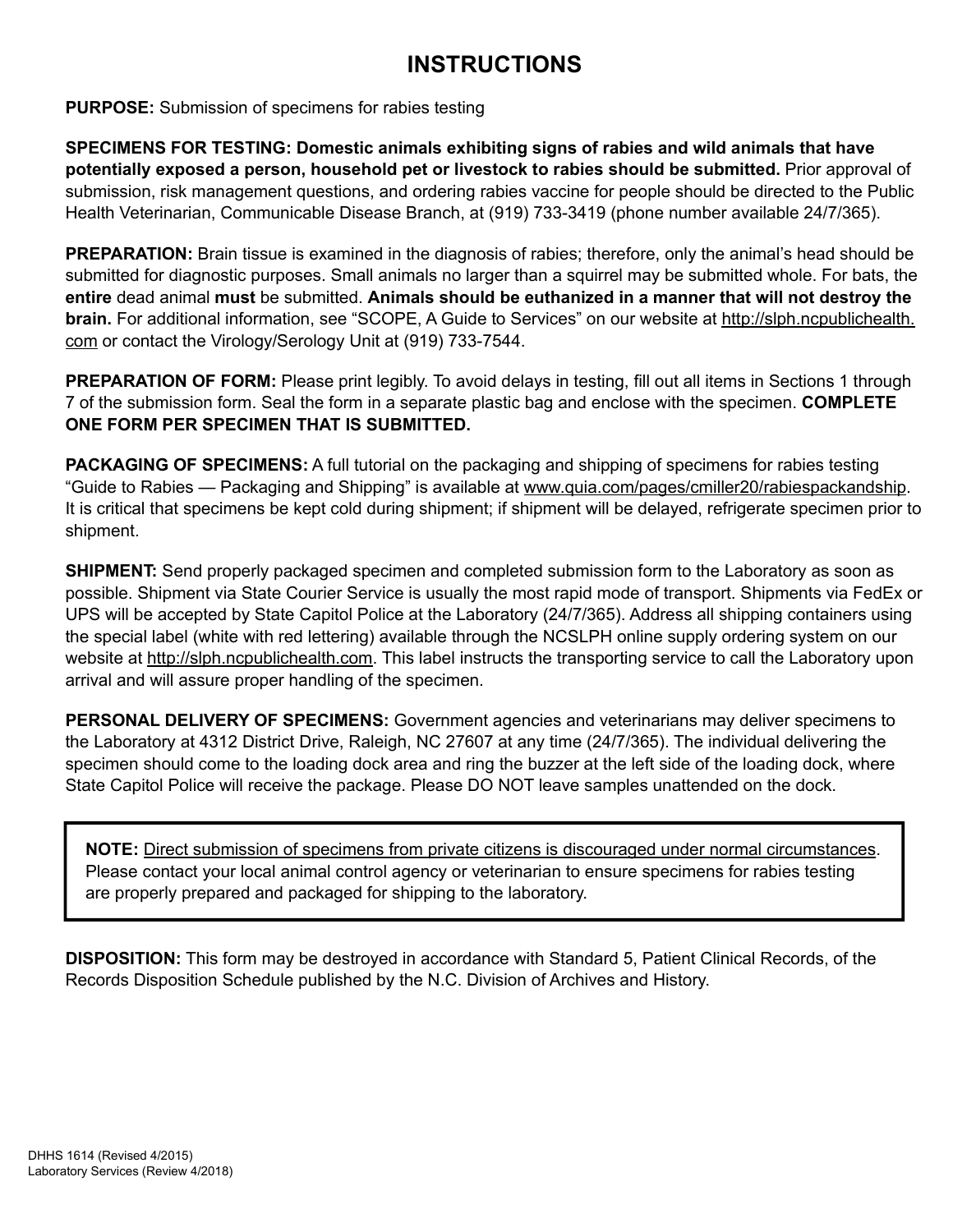# INSTRUCTIONS

**PURPOSE:** Submission of specimens for rabies testing

**SPECIMENS FOR TESTING: Domestic animals exhibiting signs of rabies and wild animals that have potentially exposed a person, household pet or livestock to rabies should be submitted.** Prior approval of submission, risk management questions, and ordering rabies vaccine for people should be directed to the Public Health Veterinarian, Communicable Disease Branch, at (919) 733-3419 (phone number available 24/7/365).

**PREPARATION:** Brain tissue is examined in the diagnosis of rabies; therefore, only the animal's head should be submitted for diagnostic purposes. Small animals no larger than a squirrel may be submitted whole. For bats, the **entire** dead animal **must** be submitted. **Animals should be euthanized in a manner that will not destroy the brain.** For additional information, see "SCOPE, A Guide to Services" on our website at http://slph.ncpublichealth.com or contact the Virology/Serology Unit at (919) 733-7544.

**PREPARATION OF FORM:** Please print legibly. To avoid delays in testing, fill out all items in Sections 1 through 7 of the submission form. Seal the form in a separate plastic bag and enclose with the specimen. **COMPLETE ONE FORM PER SPECIMEN THAT IS SUBMITTED.**

**PACKAGING OF SPECIMENS:** A full tutorial on the packaging and shipping of specimens for rabies testing "Guide to Rabies — Packaging and Shipping" is available at www.quia.com/pages/cmiller20/rabiespackandship. It is critical that specimens be kept cold during shipment; if shipment will be delayed, refrigerate specimen prior to shipment.

**SHIPMENT:** Send properly packaged specimen and completed submission form to the Laboratory as soon as possible. Shipment via State Courier Service is usually the most rapid mode of transport. Shipments via FedEx or UPS will be accepted by State Capitol Police at the Laboratory (24/7/365). Address all shipping containers using the special label (white with red lettering) available through the NCSLPH online supply ordering system on our website at http://slph.ncpublichealth.com. This label instructs the transporting service to call the Laboratory upon arrival and will assure proper handling of the specimen.

**PERSONAL DELIVERY OF SPECIMENS:** Government agencies and veterinarians may deliver specimens to the Laboratory at 4312 District Drive, Raleigh, NC 27607 at any time (24/7/365). The individual delivering the specimen should come to the loading dock area and ring the buzzer at the left side of the loading dock, where State Capitol Police will receive the package. Please DO NOT leave samples unattended on the dock.

**NOTE:** Direct submission of specimens from private citizens is discouraged under normal circumstances. Please contact your local animal control agency or veterinarian to ensure specimens for rabies testing are properly prepared and packaged for shipping to the laboratory.

**DISPOSITION:** This form may be destroyed in accordance with Standard 5, Patient Clinical Records, of the Records Disposition Schedule published by the N.C. Division of Archives and History.

DHHS 1614 (Revised 4/2015)
Laboratory Services (Review 4/2018)